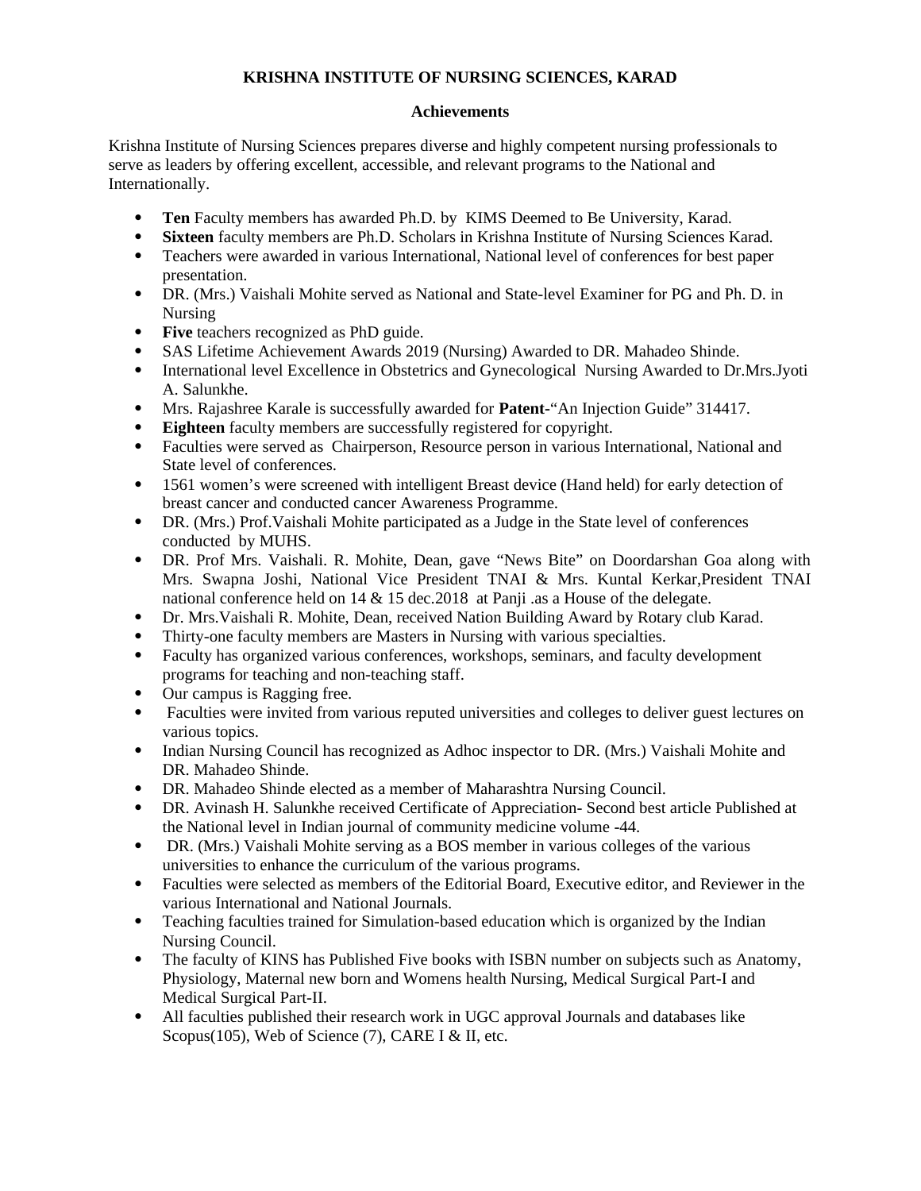# KRISHNA INSTITUTE OF NURSING SCIENCES, KARAD

## Achievements

Krishna Institute of Nursing Sciences prepares diverse and highly competent nursing professionals to serve as leaders by offering excellent, accessible, and relevant programs to the National and Internationally.

- **Ten** Faculty members has awarded Ph.D. by KIMS Deemed to Be University, Karad.
- **Sixteen** faculty members are Ph.D. Scholars in Krishna Institute of Nursing Sciences Karad.
- Teachers were awarded in various International, National level of conferences for best paper presentation.
- DR. (Mrs.) Vaishali Mohite served as National and State-level Examiner for PG and Ph. D. in Nursing
- **Five** teachers recognized as PhD guide.
- SAS Lifetime Achievement Awards 2019 (Nursing) Awarded to DR. Mahadeo Shinde.
- International level Excellence in Obstetrics and Gynecological Nursing Awarded to Dr.Mrs.Jyoti A. Salunkhe.
- Mrs. Rajashree Karale is successfully awarded for **Patent**-"An Injection Guide" 314417.
- **Eighteen** faculty members are successfully registered for copyright.
- Faculties were served as Chairperson, Resource person in various International, National and State level of conferences.
- 1561 women's were screened with intelligent Breast device (Hand held) for early detection of breast cancer and conducted cancer Awareness Programme.
- DR. (Mrs.) Prof.Vaishali Mohite participated as a Judge in the State level of conferences conducted by MUHS.
- DR. Prof Mrs. Vaishali. R. Mohite, Dean, gave "News Bite" on Doordarshan Goa along with Mrs. Swapna Joshi, National Vice President TNAI & Mrs. Kuntal Kerkar,President TNAI national conference held on 14 & 15 dec.2018 at Panji .as a House of the delegate.
- Dr. Mrs.Vaishali R. Mohite, Dean, received Nation Building Award by Rotary club Karad.
- Thirty-one faculty members are Masters in Nursing with various specialties.
- Faculty has organized various conferences, workshops, seminars, and faculty development programs for teaching and non-teaching staff.
- Our campus is Ragging free.
- Faculties were invited from various reputed universities and colleges to deliver guest lectures on various topics.
- Indian Nursing Council has recognized as Adhoc inspector to DR. (Mrs.) Vaishali Mohite and DR. Mahadeo Shinde.
- DR. Mahadeo Shinde elected as a member of Maharashtra Nursing Council.
- DR. Avinash H. Salunkhe received Certificate of Appreciation- Second best article Published at the National level in Indian journal of community medicine volume -44.
- DR. (Mrs.) Vaishali Mohite serving as a BOS member in various colleges of the various universities to enhance the curriculum of the various programs.
- Faculties were selected as members of the Editorial Board, Executive editor, and Reviewer in the various International and National Journals.
- Teaching faculties trained for Simulation-based education which is organized by the Indian Nursing Council.
- The faculty of KINS has Published Five books with ISBN number on subjects such as Anatomy, Physiology, Maternal new born and Womens health Nursing, Medical Surgical Part-I and Medical Surgical Part-II.
- All faculties published their research work in UGC approval Journals and databases like Scopus(105), Web of Science (7), CARE I & II, etc.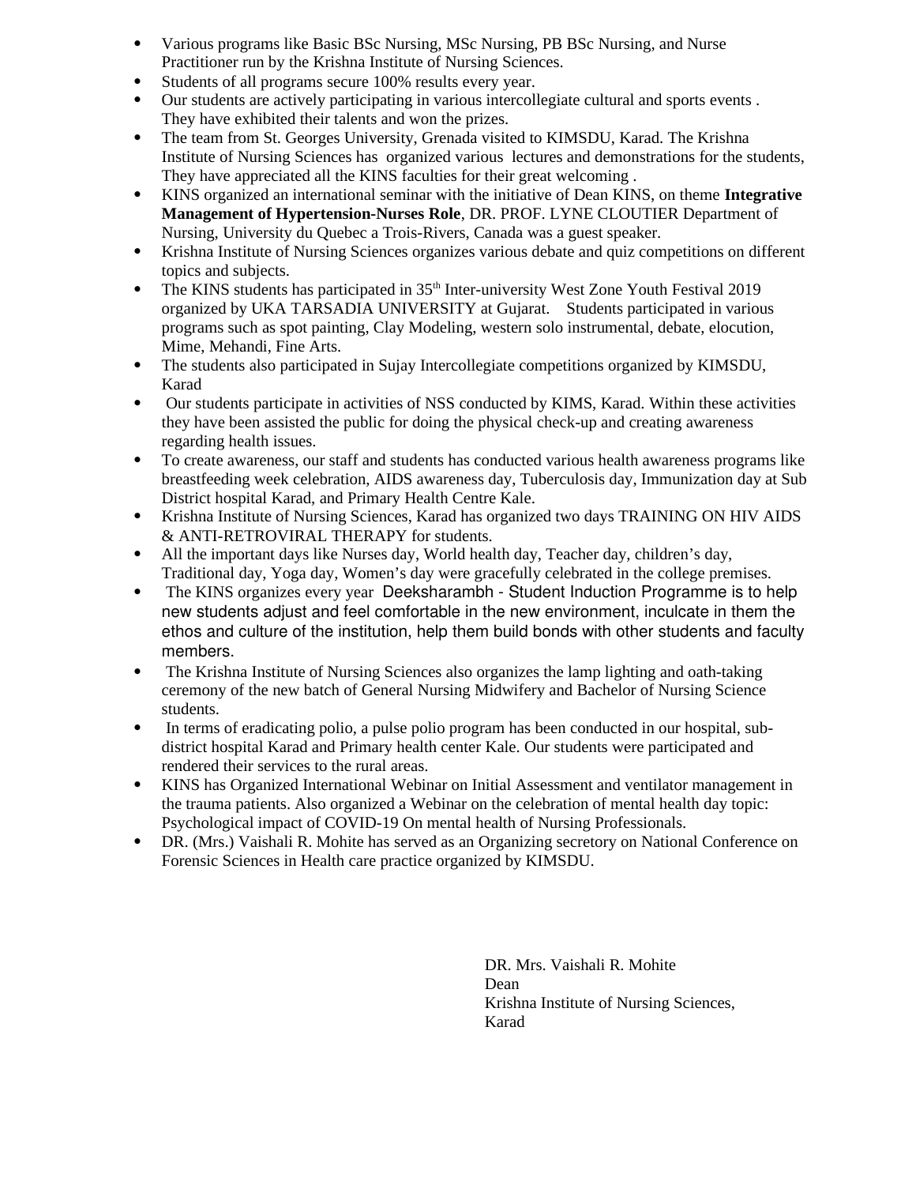- Various programs like Basic BSc Nursing, MSc Nursing, PB BSc Nursing, and Nurse Practitioner run by the Krishna Institute of Nursing Sciences.
- Students of all programs secure 100% results every year.
- Our students are actively participating in various intercollegiate cultural and sports events . They have exhibited their talents and won the prizes.
- The team from St. Georges University, Grenada visited to KIMSDU, Karad. The Krishna Institute of Nursing Sciences has organized various lectures and demonstrations for the students, They have appreciated all the KINS faculties for their great welcoming .
- KINS organized an international seminar with the initiative of Dean KINS, on theme **Integrative Management of Hypertension-Nurses Role**, DR. PROF. LYNE CLOUTIER Department of Nursing, University du Quebec a Trois-Rivers, Canada was a guest speaker.
- Krishna Institute of Nursing Sciences organizes various debate and quiz competitions on different topics and subjects.
- The KINS students has participated in 35th Inter-university West Zone Youth Festival 2019 organized by UKA TARSADIA UNIVERSITY at Gujarat. Students participated in various programs such as spot painting, Clay Modeling, western solo instrumental, debate, elocution, Mime, Mehandi, Fine Arts.
- The students also participated in Sujay Intercollegiate competitions organized by KIMSDU, Karad
- Our students participate in activities of NSS conducted by KIMS, Karad. Within these activities they have been assisted the public for doing the physical check-up and creating awareness regarding health issues.
- To create awareness, our staff and students has conducted various health awareness programs like breastfeeding week celebration, AIDS awareness day, Tuberculosis day, Immunization day at Sub District hospital Karad, and Primary Health Centre Kale.
- Krishna Institute of Nursing Sciences, Karad has organized two days TRAINING ON HIV AIDS & ANTI-RETROVIRAL THERAPY for students.
- All the important days like Nurses day, World health day, Teacher day, children's day, Traditional day, Yoga day, Women's day were gracefully celebrated in the college premises.
- The KINS organizes every year Deeksharambh - Student Induction Programme is to help new students adjust and feel comfortable in the new environment, inculcate in them the ethos and culture of the institution, help them build bonds with other students and faculty members.
- The Krishna Institute of Nursing Sciences also organizes the lamp lighting and oath-taking ceremony of the new batch of General Nursing Midwifery and Bachelor of Nursing Science students.
- In terms of eradicating polio, a pulse polio program has been conducted in our hospital, sub-district hospital Karad and Primary health center Kale. Our students were participated and rendered their services to the rural areas.
- KINS has Organized International Webinar on Initial Assessment and ventilator management in the trauma patients. Also organized a Webinar on the celebration of mental health day topic: Psychological impact of COVID-19 On mental health of Nursing Professionals.
- DR. (Mrs.) Vaishali R. Mohite has served as an Organizing secretory on National Conference on Forensic Sciences in Health care practice organized by KIMSDU.

DR. Mrs. Vaishali R. Mohite
Dean
Krishna Institute of Nursing Sciences,
Karad